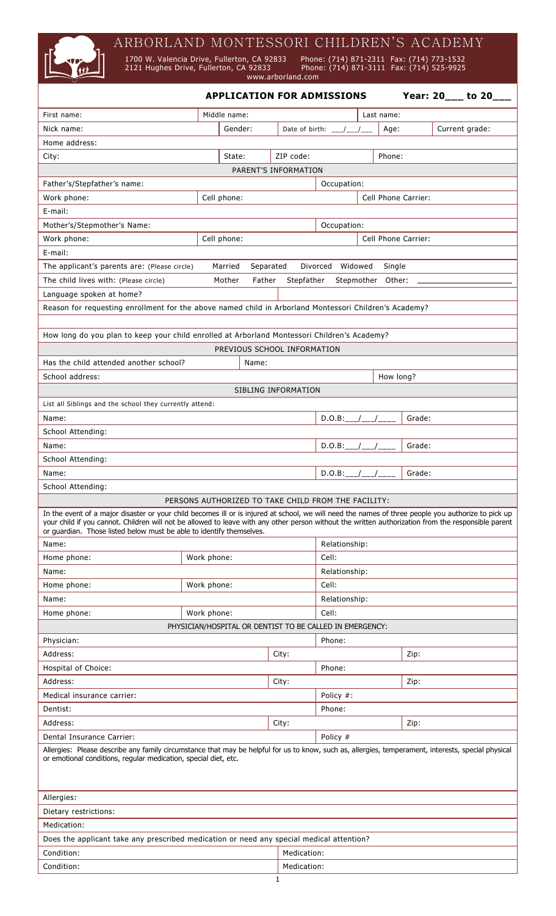# ARBORLAND MONTESSORI CHILDREN'S ACADEMY

1700 W. Valencia Drive, Fullerton, CA 92833 Phone: (714) 871-2311 Fax: (714) 773-1532
2121 Hughes Drive, Fullerton, CA 92833 Phone: (714) 871-3111 Fax: (714) 525-9925
www.arborland.com

## APPLICATION FOR ADMISSIONS Year: 20___ to 20___

| | | | | | |
|---|---|---|---|---|---|
| First name: | Middle name: | | | Last name: | |
| Nick name: | Gender: | Date of birth: ___/___/___ | | Age: | Current grade: |
| Home address: | | | | | |
| City: | State: | ZIP code: | | Phone: | |

### PARENT'S INFORMATION

| | | | |
|---|---|---|---|
| Father's/Stepfather's name: | | Occupation: | |
| Work phone: | Cell phone: | | Cell Phone Carrier: |
| E-mail: | | | |
| Mother's/Stepmother's Name: | | Occupation: | |
| Work phone: | Cell phone: | | Cell Phone Carrier: |
| E-mail: | | | |

The applicant's parents are: (Please circle) Married Separated Divorced Widowed Single

The child lives with: (Please circle) Mother Father Stepfather Stepmother Other: ____________________

Language spoken at home?

Reason for requesting enrollment for the above named child in Arborland Montessori Children's Academy?

How long do you plan to keep your child enrolled at Arborland Montessori Children's Academy?

### PREVIOUS SCHOOL INFORMATION

| | | |
|---|---|---|
| Has the child attended another school? | Name: | |
| School address: | | How long? |

### SIBLING INFORMATION

List all Siblings and the school they currently attend:

| | | |
|---|---|---|
| Name: | D.O.B:___/___/____ | Grade: |
| School Attending: | | |
| Name: | D.O.B:___/___/____ | Grade: |
| School Attending: | | |
| Name: | D.O.B:___/___/____ | Grade: |
| School Attending: | | |

### PERSONS AUTHORIZED TO TAKE CHILD FROM THE FACILITY:

In the event of a major disaster or your child becomes ill or is injured at school, we will need the names of three people you authorize to pick up your child if you cannot. Children will not be allowed to leave with any other person without the written authorization from the responsible parent or guardian. Those listed below must be able to identify themselves.

| | | |
|---|---|---|
| Name: | | Relationship: |
| Home phone: | Work phone: | Cell: |
| Name: | | Relationship: |
| Home phone: | Work phone: | Cell: |
| Name: | | Relationship: |
| Home phone: | Work phone: | Cell: |

### PHYSICIAN/HOSPITAL OR DENTIST TO BE CALLED IN EMERGENCY:

| | | | |
|---|---|---|---|
| Physician: | | Phone: | |
| Address: | City: | | Zip: |
| Hospital of Choice: | | Phone: | |
| Address: | City: | | Zip: |
| Medical insurance carrier: | | Policy #: | |
| Dentist: | | Phone: | |
| Address: | City: | | Zip: |
| Dental Insurance Carrier: | | Policy # | |

Allergies: Please describe any family circumstance that may be helpful for us to know, such as, allergies, temperament, interests, special physical or emotional conditions, regular medication, special diet, etc.

Allergies:

Dietary restrictions:

Medication:

Does the applicant take any prescribed medication or need any special medical attention?

| | |
|---|---|
| Condition: | Medication: |
| Condition: | Medication: |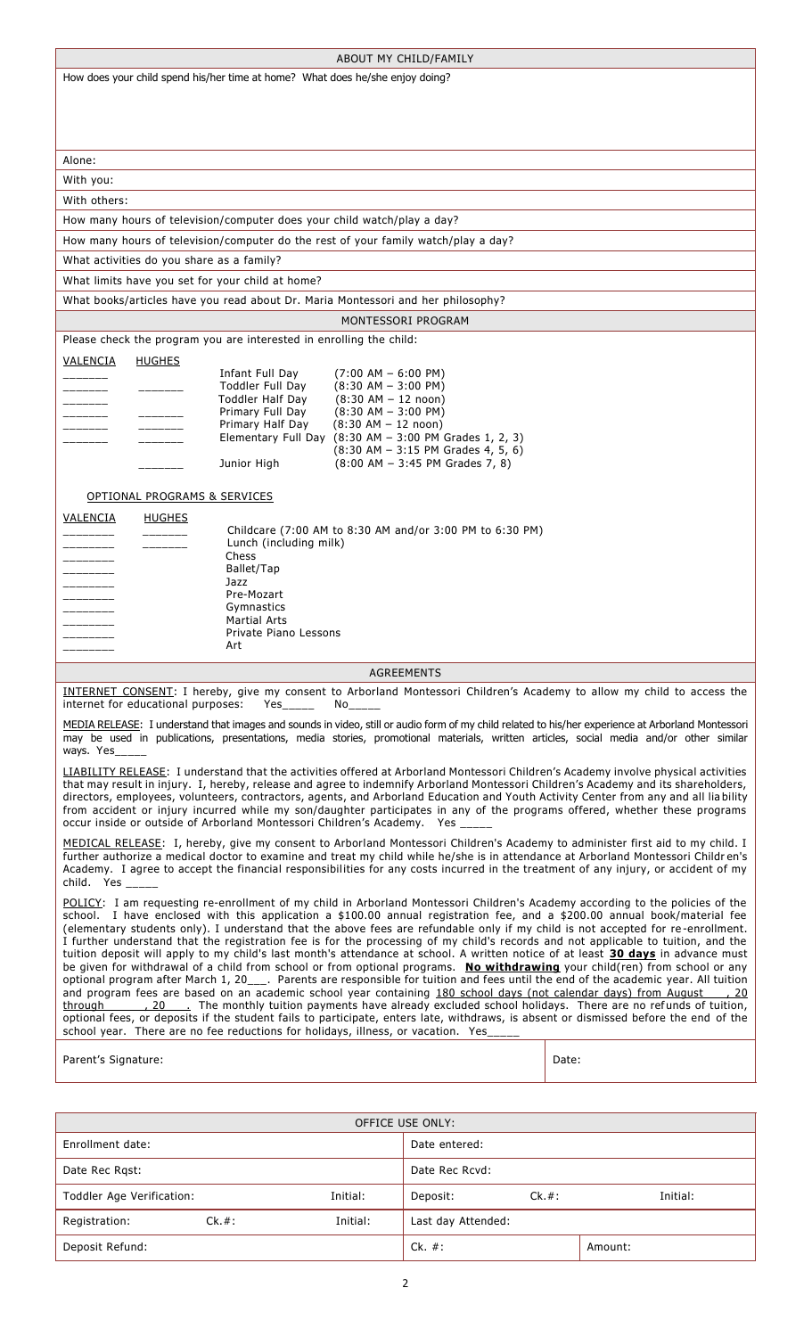## ABOUT MY CHILD/FAMILY

How does your child spend his/her time at home? What does he/she enjoy doing?

Alone:

With you:

With others:

How many hours of television/computer does your child watch/play a day?

How many hours of television/computer do the rest of your family watch/play a day?

What activities do you share as a family?

What limits have you set for your child at home?

What books/articles have you read about Dr. Maria Montessori and her philosophy?

## MONTESSORI PROGRAM

Please check the program you are interested in enrolling the child:

| VALENCIA | HUGHES | | |
|---|---|---|---|
| ______ | | Infant Full Day | (7:00 AM – 6:00 PM) |
| ______ | ______ | Toddler Full Day | (8:30 AM – 3:00 PM) |
| ______ | | Toddler Half Day | (8:30 AM – 12 noon) |
| ______ | ______ | Primary Full Day | (8:30 AM – 3:00 PM) |
| ______ | ______ | Primary Half Day | (8:30 AM – 12 noon) |
| ______ | ______ | Elementary Full Day | (8:30 AM – 3:00 PM Grades 1, 2, 3) (8:30 AM – 3:15 PM Grades 4, 5, 6) |
| | ______ | Junior High | (8:00 AM – 3:45 PM Grades 7, 8) |

OPTIONAL PROGRAMS & SERVICES

| VALENCIA | HUGHES | |
|---|---|---|
| ______ | ______ | Childcare (7:00 AM to 8:30 AM and/or 3:00 PM to 6:30 PM) |
| ______ | ______ | Lunch (including milk) |
| ______ | | Chess |
| ______ | | Ballet/Tap |
| ______ | | Jazz |
| ______ | | Pre-Mozart |
| ______ | | Gymnastics |
| ______ | | Martial Arts |
| ______ | | Private Piano Lessons |
| ______ | | Art |

## AGREEMENTS

INTERNET CONSENT: I hereby, give my consent to Arborland Montessori Children's Academy to allow my child to access the internet for educational purposes: Yes_____ No_____

MEDIA RELEASE: I understand that images and sounds in video, still or audio form of my child related to his/her experience at Arborland Montessori may be used in publications, presentations, media stories, promotional materials, written articles, social media and/or other similar ways. Yes_____

LIABILITY RELEASE: I understand that the activities offered at Arborland Montessori Children's Academy involve physical activities that may result in injury. I, hereby, release and agree to indemnify Arborland Montessori Children's Academy and its shareholders, directors, employees, volunteers, contractors, agents, and Arborland Education and Youth Activity Center from any and all liability from accident or injury incurred while my son/daughter participates in any of the programs offered, whether these programs occur inside or outside of Arborland Montessori Children's Academy. Yes _____

MEDICAL RELEASE: I, hereby, give my consent to Arborland Montessori Children's Academy to administer first aid to my child. I further authorize a medical doctor to examine and treat my child while he/she is in attendance at Arborland Montessori Children's Academy. I agree to accept the financial responsibilities for any costs incurred in the treatment of any injury, or accident of my child. Yes _____

POLICY: I am requesting re-enrollment of my child in Arborland Montessori Children's Academy according to the policies of the school. I have enclosed with this application a $100.00 annual registration fee, and a $200.00 annual book/material fee (elementary students only). I understand that the above fees are refundable only if my child is not accepted for re-enrollment. I further understand that the registration fee is for the processing of my child's records and not applicable to tuition, and the tuition deposit will apply to my child's last month's attendance at school. A written notice of at least **30 days** in advance must be given for withdrawal of a child from school or from optional programs. **No withdrawing** your child(ren) from school or any optional program after March 1, 20___. Parents are responsible for tuition and fees until the end of the academic year. All tuition and program fees are based on an academic school year containing 180 school days (not calendar days) from August ___, 20___ through ______, 20___. The monthly tuition payments have already excluded school holidays. There are no refunds of tuition, optional fees, or deposits if the student fails to participate, enters late, withdraws, is absent or dismissed before the end of the school year. There are no fee reductions for holidays, illness, or vacation. Yes_____

| Parent's Signature: | Date: |
|---|---|

| OFFICE USE ONLY: | | | | | |
|---|---|---|---|---|---|
| Enrollment date: | | | Date entered: | | |
| Date Rec Rqst: | | | Date Rec Rcvd: | | |
| Toddler Age Verification: | | Initial: | Deposit: | Ck.#: | Initial: |
| Registration: | Ck.#: | Initial: | Last day Attended: | | |
| Deposit Refund: | | | Ck. #: | | Amount: |